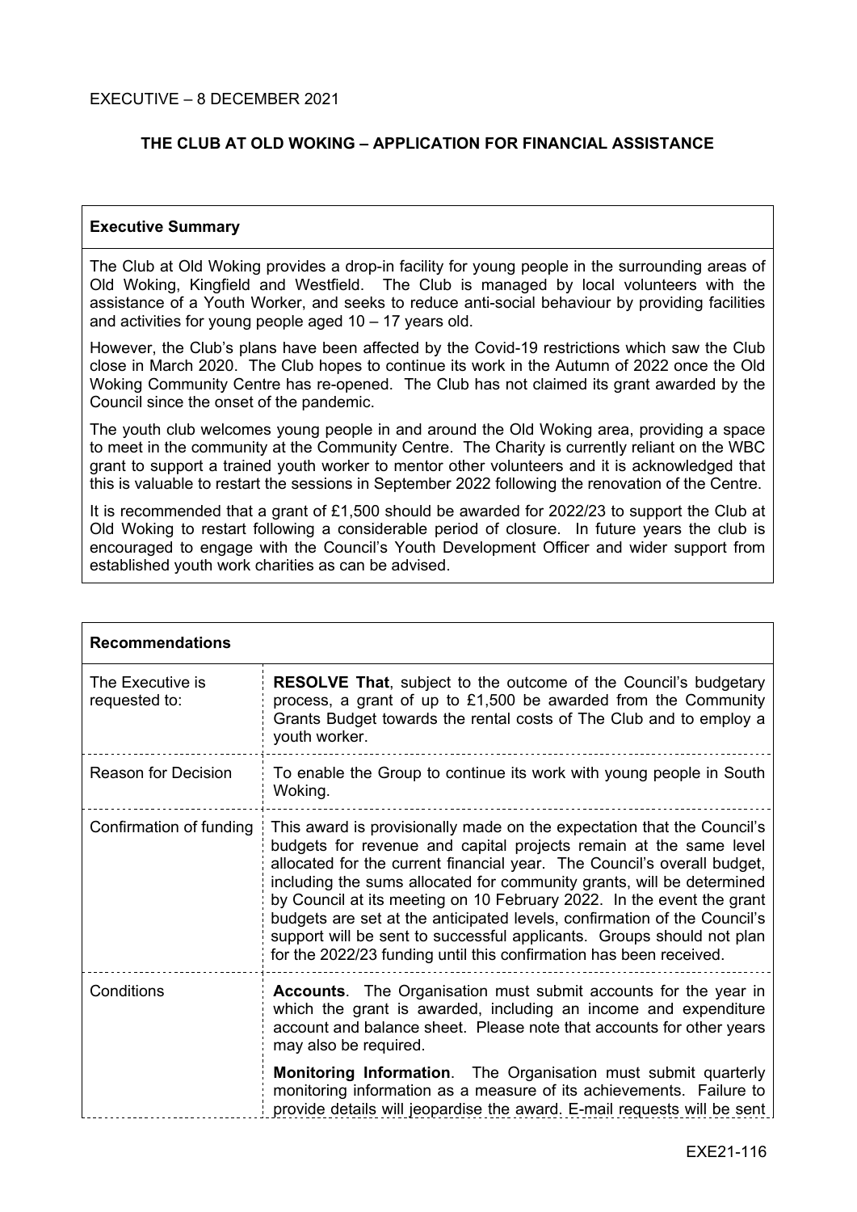EXECUTIVE – 8 DECEMBER 2021

## THE CLUB AT OLD WOKING – APPLICATION FOR FINANCIAL ASSISTANCE

### Executive Summary

The Club at Old Woking provides a drop-in facility for young people in the surrounding areas of Old Woking, Kingfield and Westfield. The Club is managed by local volunteers with the assistance of a Youth Worker, and seeks to reduce anti-social behaviour by providing facilities and activities for young people aged 10 – 17 years old.

However, the Club's plans have been affected by the Covid-19 restrictions which saw the Club close in March 2020. The Club hopes to continue its work in the Autumn of 2022 once the Old Woking Community Centre has re-opened. The Club has not claimed its grant awarded by the Council since the onset of the pandemic.

The youth club welcomes young people in and around the Old Woking area, providing a space to meet in the community at the Community Centre. The Charity is currently reliant on the WBC grant to support a trained youth worker to mentor other volunteers and it is acknowledged that this is valuable to restart the sessions in September 2022 following the renovation of the Centre.

It is recommended that a grant of £1,500 should be awarded for 2022/23 to support the Club at Old Woking to restart following a considerable period of closure. In future years the club is encouraged to engage with the Council's Youth Development Officer and wider support from established youth work charities as can be advised.

### Recommendations

| | |
|---|---|
| The Executive is requested to: | **RESOLVE That**, subject to the outcome of the Council's budgetary process, a grant of up to £1,500 be awarded from the Community Grants Budget towards the rental costs of The Club and to employ a youth worker. |
| Reason for Decision | To enable the Group to continue its work with young people in South Woking. |
| Confirmation of funding | This award is provisionally made on the expectation that the Council's budgets for revenue and capital projects remain at the same level allocated for the current financial year. The Council's overall budget, including the sums allocated for community grants, will be determined by Council at its meeting on 10 February 2022. In the event the grant budgets are set at the anticipated levels, confirmation of the Council's support will be sent to successful applicants. Groups should not plan for the 2022/23 funding until this confirmation has been received. |
| Conditions | **Accounts**. The Organisation must submit accounts for the year in which the grant is awarded, including an income and expenditure account and balance sheet. Please note that accounts for other years may also be required.<br><br>**Monitoring Information**. The Organisation must submit quarterly monitoring information as a measure of its achievements. Failure to provide details will jeopardise the award. E-mail requests will be sent |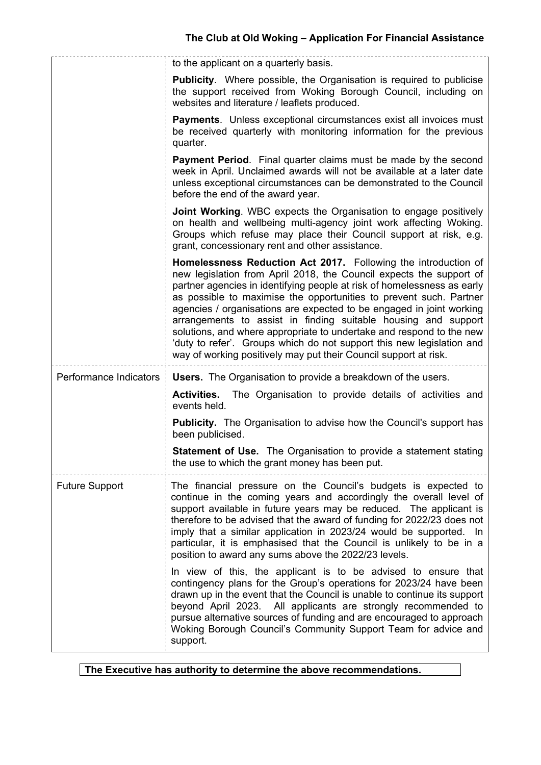| | |
|---|---|
| | to the applicant on a quarterly basis.<br><br>**Publicity**. Where possible, the Organisation is required to publicise the support received from Woking Borough Council, including on websites and literature / leaflets produced.<br><br>**Payments**. Unless exceptional circumstances exist all invoices must be received quarterly with monitoring information for the previous quarter.<br><br>**Payment Period**. Final quarter claims must be made by the second week in April. Unclaimed awards will not be available at a later date unless exceptional circumstances can be demonstrated to the Council before the end of the award year.<br><br>**Joint Working**. WBC expects the Organisation to engage positively on health and wellbeing multi-agency joint work affecting Woking. Groups which refuse may place their Council support at risk, e.g. grant, concessionary rent and other assistance.<br><br>**Homelessness Reduction Act 2017.** Following the introduction of new legislation from April 2018, the Council expects the support of partner agencies in identifying people at risk of homelessness as early as possible to maximise the opportunities to prevent such. Partner agencies / organisations are expected to be engaged in joint working arrangements to assist in finding suitable housing and support solutions, and where appropriate to undertake and respond to the new 'duty to refer'. Groups which do not support this new legislation and way of working positively may put their Council support at risk. |
| Performance Indicators | **Users.** The Organisation to provide a breakdown of the users.<br><br>**Activities.** The Organisation to provide details of activities and events held.<br><br>**Publicity.** The Organisation to advise how the Council's support has been publicised.<br><br>**Statement of Use.** The Organisation to provide a statement stating the use to which the grant money has been put. |
| Future Support | The financial pressure on the Council's budgets is expected to continue in the coming years and accordingly the overall level of support available in future years may be reduced. The applicant is therefore to be advised that the award of funding for 2022/23 does not imply that a similar application in 2023/24 would be supported. In particular, it is emphasised that the Council is unlikely to be in a position to award any sums above the 2022/23 levels.<br><br>In view of this, the applicant is to be advised to ensure that contingency plans for the Group's operations for 2023/24 have been drawn up in the event that the Council is unable to continue its support beyond April 2023. All applicants are strongly recommended to pursue alternative sources of funding and are encouraged to approach Woking Borough Council's Community Support Team for advice and support. |

**The Executive has authority to determine the above recommendations.**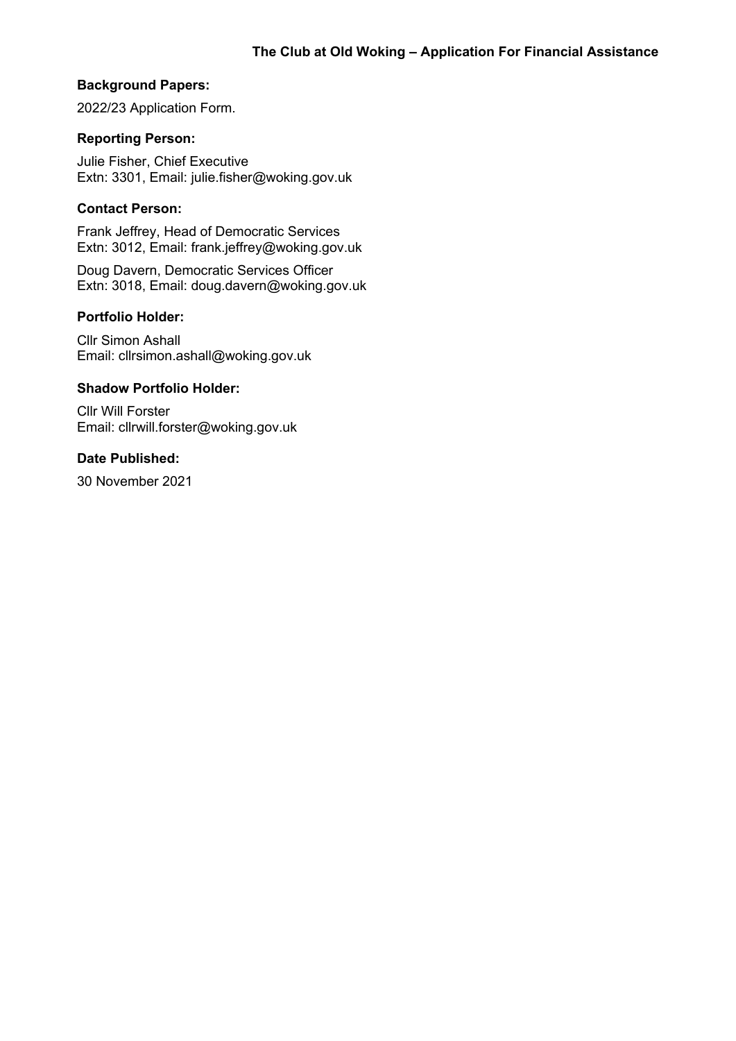## Background Papers:

2022/23 Application Form.

## Reporting Person:

Julie Fisher, Chief Executive
Extn: 3301, Email: julie.fisher@woking.gov.uk

## Contact Person:

Frank Jeffrey, Head of Democratic Services
Extn: 3012, Email: frank.jeffrey@woking.gov.uk

Doug Davern, Democratic Services Officer
Extn: 3018, Email: doug.davern@woking.gov.uk

## Portfolio Holder:

Cllr Simon Ashall
Email: cllrsimon.ashall@woking.gov.uk

## Shadow Portfolio Holder:

Cllr Will Forster
Email: cllrwill.forster@woking.gov.uk

## Date Published:

30 November 2021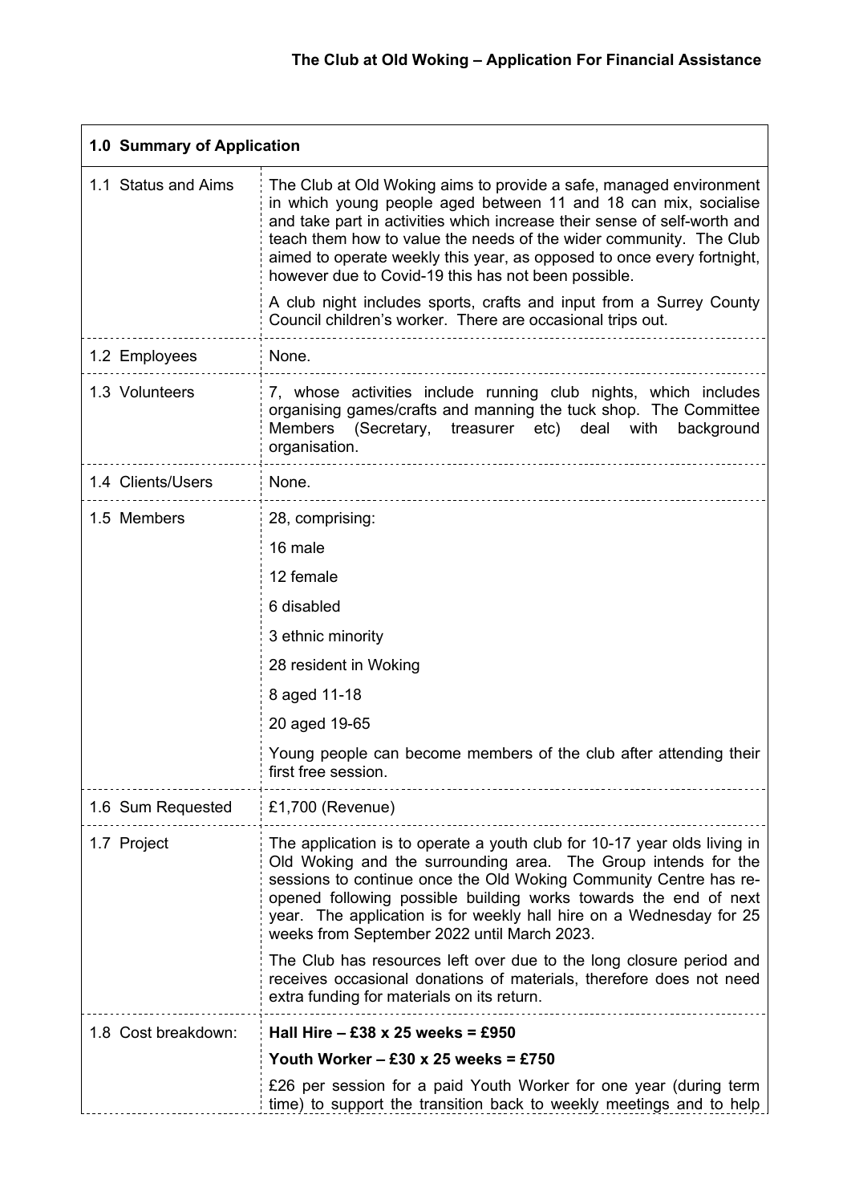## The Club at Old Woking – Application For Financial Assistance

| 1.0 Summary of Application | |
|---|---|
| 1.1 Status and Aims | The Club at Old Woking aims to provide a safe, managed environment in which young people aged between 11 and 18 can mix, socialise and take part in activities which increase their sense of self-worth and teach them how to value the needs of the wider community. The Club aimed to operate weekly this year, as opposed to once every fortnight, however due to Covid-19 this has not been possible.<br><br>A club night includes sports, crafts and input from a Surrey County Council children's worker. There are occasional trips out. |
| 1.2 Employees | None. |
| 1.3 Volunteers | 7, whose activities include running club nights, which includes organising games/crafts and manning the tuck shop. The Committee Members (Secretary, treasurer etc) deal with background organisation. |
| 1.4 Clients/Users | None. |
| 1.5 Members | 28, comprising:<br><br>16 male<br><br>12 female<br><br>6 disabled<br><br>3 ethnic minority<br><br>28 resident in Woking<br><br>8 aged 11-18<br><br>20 aged 19-65<br><br>Young people can become members of the club after attending their first free session. |
| 1.6 Sum Requested | £1,700 (Revenue) |
| 1.7 Project | The application is to operate a youth club for 10-17 year olds living in Old Woking and the surrounding area. The Group intends for the sessions to continue once the Old Woking Community Centre has re-opened following possible building works towards the end of next year. The application is for weekly hall hire on a Wednesday for 25 weeks from September 2022 until March 2023.<br><br>The Club has resources left over due to the long closure period and receives occasional donations of materials, therefore does not need extra funding for materials on its return. |
| 1.8 Cost breakdown: | **Hall Hire – £38 x 25 weeks = £950**<br><br>**Youth Worker – £30 x 25 weeks = £750**<br><br>£26 per session for a paid Youth Worker for one year (during term time) to support the transition back to weekly meetings and to help |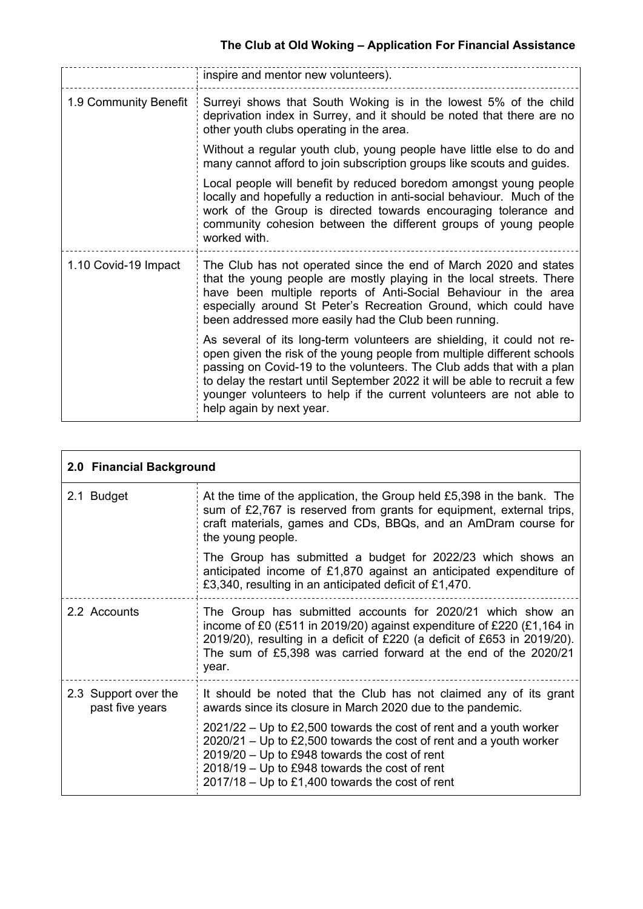| | |
|---|---|
| | inspire and mentor new volunteers). |
| 1.9 Community Benefit | Surreyi shows that South Woking is in the lowest 5% of the child deprivation index in Surrey, and it should be noted that there are no other youth clubs operating in the area.<br><br>Without a regular youth club, young people have little else to do and many cannot afford to join subscription groups like scouts and guides.<br><br>Local people will benefit by reduced boredom amongst young people locally and hopefully a reduction in anti-social behaviour. Much of the work of the Group is directed towards encouraging tolerance and community cohesion between the different groups of young people worked with. |
| 1.10 Covid-19 Impact | The Club has not operated since the end of March 2020 and states that the young people are mostly playing in the local streets. There have been multiple reports of Anti-Social Behaviour in the area especially around St Peter's Recreation Ground, which could have been addressed more easily had the Club been running.<br><br>As several of its long-term volunteers are shielding, it could not re-open given the risk of the young people from multiple different schools passing on Covid-19 to the volunteers. The Club adds that with a plan to delay the restart until September 2022 it will be able to recruit a few younger volunteers to help if the current volunteers are not able to help again by next year. |

| **2.0 Financial Background** | |
|---|---|
| 2.1 Budget | At the time of the application, the Group held £5,398 in the bank. The sum of £2,767 is reserved from grants for equipment, external trips, craft materials, games and CDs, BBQs, and an AmDram course for the young people.<br><br>The Group has submitted a budget for 2022/23 which shows an anticipated income of £1,870 against an anticipated expenditure of £3,340, resulting in an anticipated deficit of £1,470. |
| 2.2 Accounts | The Group has submitted accounts for 2020/21 which show an income of £0 (£511 in 2019/20) against expenditure of £220 (£1,164 in 2019/20), resulting in a deficit of £220 (a deficit of £653 in 2019/20). The sum of £5,398 was carried forward at the end of the 2020/21 year. |
| 2.3 Support over the past five years | It should be noted that the Club has not claimed any of its grant awards since its closure in March 2020 due to the pandemic.<br><br>2021/22 – Up to £2,500 towards the cost of rent and a youth worker<br>2020/21 – Up to £2,500 towards the cost of rent and a youth worker<br>2019/20 – Up to £948 towards the cost of rent<br>2018/19 – Up to £948 towards the cost of rent<br>2017/18 – Up to £1,400 towards the cost of rent |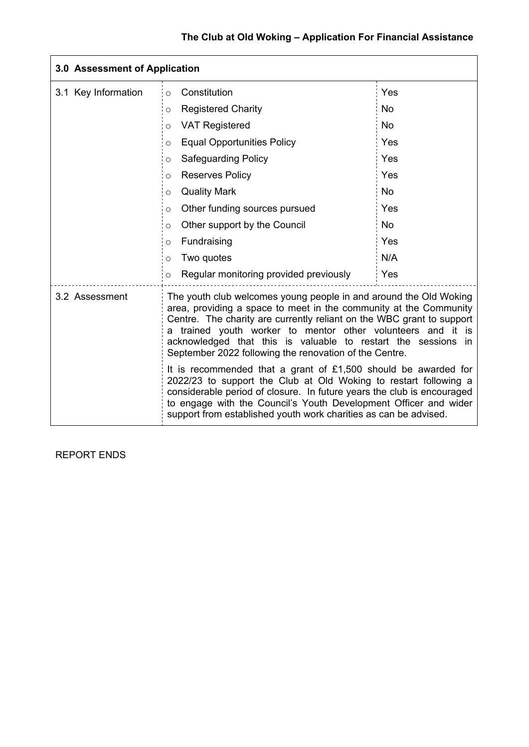| 3.0 Assessment of Application | | |
|---|---|---|
| 3.1 Key Information | Constitution | Yes |
| | Registered Charity | No |
| | VAT Registered | No |
| | Equal Opportunities Policy | Yes |
| | Safeguarding Policy | Yes |
| | Reserves Policy | Yes |
| | Quality Mark | No |
| | Other funding sources pursued | Yes |
| | Other support by the Council | No |
| | Fundraising | Yes |
| | Two quotes | N/A |
| | Regular monitoring provided previously | Yes |
| 3.2 Assessment | The youth club welcomes young people in and around the Old Woking area, providing a space to meet in the community at the Community Centre. The charity are currently reliant on the WBC grant to support a trained youth worker to mentor other volunteers and it is acknowledged that this is valuable to restart the sessions in September 2022 following the renovation of the Centre.<br><br>It is recommended that a grant of £1,500 should be awarded for 2022/23 to support the Club at Old Woking to restart following a considerable period of closure. In future years the club is encouraged to engage with the Council's Youth Development Officer and wider support from established youth work charities as can be advised. | |

REPORT ENDS